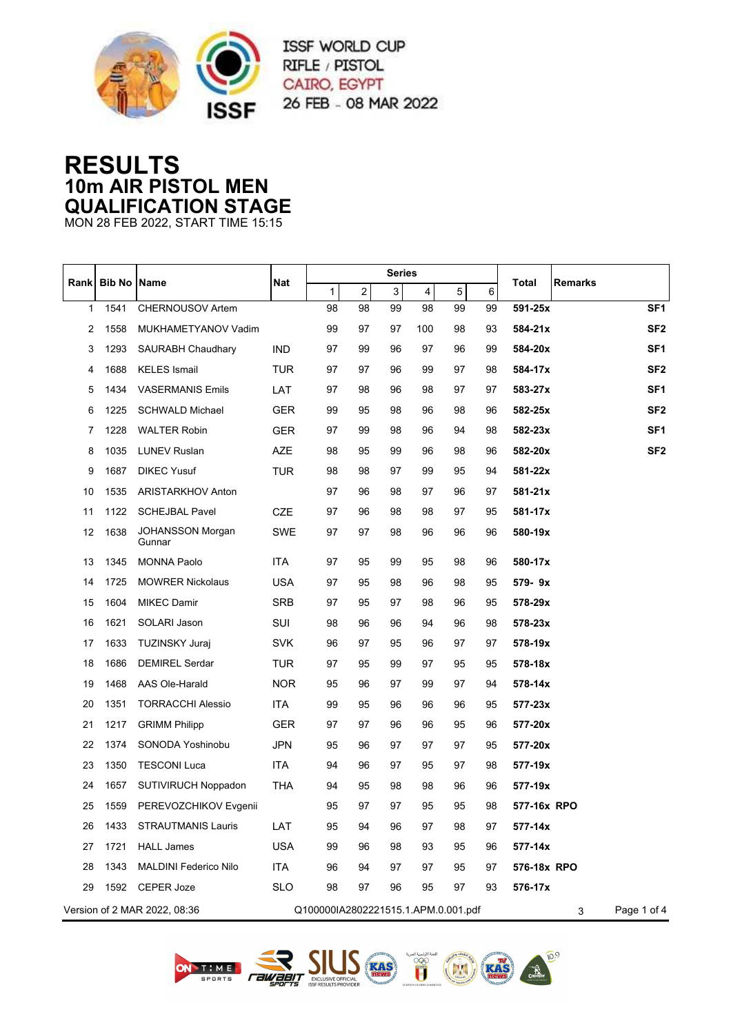ISSF WORLD CUP
RIFLE / PISTOL
CAIRO, EGYPT
26 FEB - 08 MAR 2022

# RESULTS
## 10m AIR PISTOL MEN
## QUALIFICATION STAGE

MON 28 FEB 2022, START TIME 15:15

| Rank | Bib No | Name | Nat | Series 1 | 2 | 3 | 4 | 5 | 6 | Total | Remarks |
|---|---|---|---|---|---|---|---|---|---|---|---|
| 1 | 1541 | CHERNOUSOV Artem | | 98 | 98 | 99 | 98 | 99 | 99 | **591-25x** | **SF1** |
| 2 | 1558 | MUKHAMETYANOV Vadim | | 99 | 97 | 97 | 100 | 98 | 93 | **584-21x** | **SF2** |
| 3 | 1293 | SAURABH Chaudhary | IND | 97 | 99 | 96 | 97 | 96 | 99 | **584-20x** | **SF1** |
| 4 | 1688 | KELES Ismail | TUR | 97 | 97 | 96 | 99 | 97 | 98 | **584-17x** | **SF2** |
| 5 | 1434 | VASERMANIS Emils | LAT | 97 | 98 | 96 | 98 | 97 | 97 | **583-27x** | **SF1** |
| 6 | 1225 | SCHWALD Michael | GER | 99 | 95 | 98 | 96 | 98 | 96 | **582-25x** | **SF2** |
| 7 | 1228 | WALTER Robin | GER | 97 | 99 | 98 | 96 | 94 | 98 | **582-23x** | **SF1** |
| 8 | 1035 | LUNEV Ruslan | AZE | 98 | 95 | 99 | 96 | 98 | 96 | **582-20x** | **SF2** |
| 9 | 1687 | DIKEC Yusuf | TUR | 98 | 98 | 97 | 99 | 95 | 94 | **581-22x** | |
| 10 | 1535 | ARISTARKHOV Anton | | 97 | 96 | 98 | 97 | 96 | 97 | **581-21x** | |
| 11 | 1122 | SCHEJBAL Pavel | CZE | 97 | 96 | 98 | 98 | 97 | 95 | **581-17x** | |
| 12 | 1638 | JOHANSSON Morgan Gunnar | SWE | 97 | 97 | 98 | 96 | 96 | 96 | **580-19x** | |
| 13 | 1345 | MONNA Paolo | ITA | 97 | 95 | 99 | 95 | 98 | 96 | **580-17x** | |
| 14 | 1725 | MOWRER Nickolaus | USA | 97 | 95 | 98 | 96 | 98 | 95 | **579- 9x** | |
| 15 | 1604 | MIKEC Damir | SRB | 97 | 95 | 97 | 98 | 96 | 95 | **578-29x** | |
| 16 | 1621 | SOLARI Jason | SUI | 98 | 96 | 96 | 94 | 96 | 98 | **578-23x** | |
| 17 | 1633 | TUZINSKY Juraj | SVK | 96 | 97 | 95 | 96 | 97 | 97 | **578-19x** | |
| 18 | 1686 | DEMIREL Serdar | TUR | 97 | 95 | 99 | 97 | 95 | 95 | **578-18x** | |
| 19 | 1468 | AAS Ole-Harald | NOR | 95 | 96 | 97 | 99 | 97 | 94 | **578-14x** | |
| 20 | 1351 | TORRACCHI Alessio | ITA | 99 | 95 | 96 | 96 | 96 | 95 | **577-23x** | |
| 21 | 1217 | GRIMM Philipp | GER | 97 | 97 | 96 | 96 | 95 | 96 | **577-20x** | |
| 22 | 1374 | SONODA Yoshinobu | JPN | 95 | 96 | 97 | 97 | 97 | 95 | **577-20x** | |
| 23 | 1350 | TESCONI Luca | ITA | 94 | 96 | 97 | 95 | 97 | 98 | **577-19x** | |
| 24 | 1657 | SUTIVIRUCH Noppadon | THA | 94 | 95 | 98 | 98 | 96 | 96 | **577-19x** | |
| 25 | 1559 | PEREVOZCHIKOV Evgenii | | 95 | 97 | 97 | 95 | 95 | 98 | **577-16x** | **RPO** |
| 26 | 1433 | STRAUTMANIS Lauris | LAT | 95 | 94 | 96 | 97 | 98 | 97 | **577-14x** | |
| 27 | 1721 | HALL James | USA | 99 | 96 | 98 | 93 | 95 | 96 | **577-14x** | |
| 28 | 1343 | MALDINI Federico Nilo | ITA | 96 | 94 | 97 | 97 | 95 | 97 | **576-18x** | **RPO** |
| 29 | 1592 | CEPER Joze | SLO | 98 | 97 | 96 | 95 | 97 | 93 | **576-17x** | |

Version of 2 MAR 2022, 08:36 Q100000IA2802221515.1.APM.0.001.pdf 3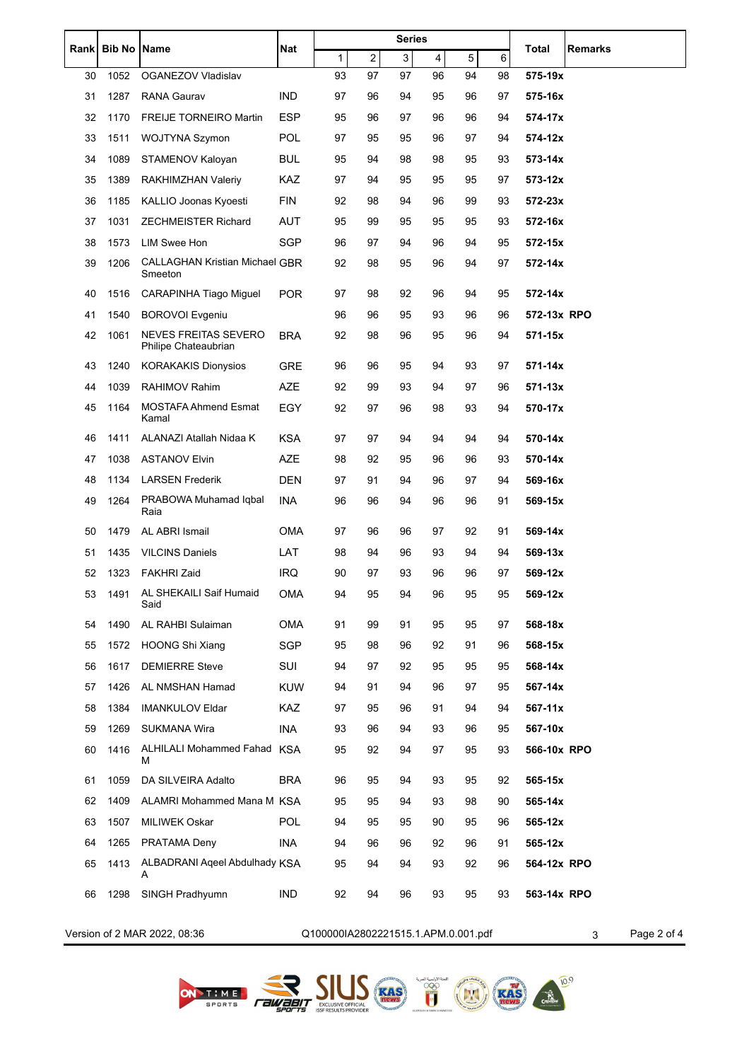| Rank | Bib No | Name | Nat | Series | | | | | | Total | Remarks |
|---|---|---|---|---|---|---|---|---|---|---|---|
| | | | | 1 | 2 | 3 | 4 | 5 | 6 | | |
| 30 | 1052 | OGANEZOV Vladislav | | 93 | 97 | 97 | 96 | 94 | 98 | **575-19x** | |
| 31 | 1287 | RANA Gaurav | IND | 97 | 96 | 94 | 95 | 96 | 97 | **575-16x** | |
| 32 | 1170 | FREIJE TORNEIRO Martin | ESP | 95 | 96 | 97 | 96 | 96 | 94 | **574-17x** | |
| 33 | 1511 | WOJTYNA Szymon | POL | 97 | 95 | 95 | 96 | 97 | 94 | **574-12x** | |
| 34 | 1089 | STAMENOV Kaloyan | BUL | 95 | 94 | 98 | 98 | 95 | 93 | **573-14x** | |
| 35 | 1389 | RAKHIMZHAN Valeriy | KAZ | 97 | 94 | 95 | 95 | 95 | 97 | **573-12x** | |
| 36 | 1185 | KALLIO Joonas Kyoesti | FIN | 92 | 98 | 94 | 96 | 99 | 93 | **572-23x** | |
| 37 | 1031 | ZECHMEISTER Richard | AUT | 95 | 99 | 95 | 95 | 95 | 93 | **572-16x** | |
| 38 | 1573 | LIM Swee Hon | SGP | 96 | 97 | 94 | 96 | 94 | 95 | **572-15x** | |
| 39 | 1206 | CALLAGHAN Kristian Michael Smeeton | GBR | 92 | 98 | 95 | 96 | 94 | 97 | **572-14x** | |
| 40 | 1516 | CARAPINHA Tiago Miguel | POR | 97 | 98 | 92 | 96 | 94 | 95 | **572-14x** | |
| 41 | 1540 | BOROVOI Evgeniu | | 96 | 96 | 95 | 93 | 96 | 96 | **572-13x** | **RPO** |
| 42 | 1061 | NEVES FREITAS SEVERO Philipe Chateaubrian | BRA | 92 | 98 | 96 | 95 | 96 | 94 | **571-15x** | |
| 43 | 1240 | KORAKAKIS Dionysios | GRE | 96 | 96 | 95 | 94 | 93 | 97 | **571-14x** | |
| 44 | 1039 | RAHIMOV Rahim | AZE | 92 | 99 | 93 | 94 | 97 | 96 | **571-13x** | |
| 45 | 1164 | MOSTAFA Ahmend Esmat Kamal | EGY | 92 | 97 | 96 | 98 | 93 | 94 | **570-17x** | |
| 46 | 1411 | ALANAZI Atallah Nidaa K | KSA | 97 | 97 | 94 | 94 | 94 | 94 | **570-14x** | |
| 47 | 1038 | ASTANOV Elvin | AZE | 98 | 92 | 95 | 96 | 96 | 93 | **570-14x** | |
| 48 | 1134 | LARSEN Frederik | DEN | 97 | 91 | 94 | 96 | 97 | 94 | **569-16x** | |
| 49 | 1264 | PRABOWA Muhamad Iqbal Raia | INA | 96 | 96 | 94 | 96 | 96 | 91 | **569-15x** | |
| 50 | 1479 | AL ABRI Ismail | OMA | 97 | 96 | 96 | 97 | 92 | 91 | **569-14x** | |
| 51 | 1435 | VILCINS Daniels | LAT | 98 | 94 | 96 | 93 | 94 | 94 | **569-13x** | |
| 52 | 1323 | FAKHRI Zaid | IRQ | 90 | 97 | 93 | 96 | 96 | 97 | **569-12x** | |
| 53 | 1491 | AL SHEKAILI Saif Humaid Said | OMA | 94 | 95 | 94 | 96 | 95 | 95 | **569-12x** | |
| 54 | 1490 | AL RAHBI Sulaiman | OMA | 91 | 99 | 91 | 95 | 95 | 97 | **568-18x** | |
| 55 | 1572 | HOONG Shi Xiang | SGP | 95 | 98 | 96 | 92 | 91 | 96 | **568-15x** | |
| 56 | 1617 | DEMIERRE Steve | SUI | 94 | 97 | 92 | 95 | 95 | 95 | **568-14x** | |
| 57 | 1426 | AL NMSHAN Hamad | KUW | 94 | 91 | 94 | 96 | 97 | 95 | **567-14x** | |
| 58 | 1384 | IMANKULOV Eldar | KAZ | 97 | 95 | 96 | 91 | 94 | 94 | **567-11x** | |
| 59 | 1269 | SUKMANA Wira | INA | 93 | 96 | 94 | 93 | 96 | 95 | **567-10x** | |
| 60 | 1416 | ALHILALI Mohammed Fahad M | KSA | 95 | 92 | 94 | 97 | 95 | 93 | **566-10x** | **RPO** |
| 61 | 1059 | DA SILVEIRA Adalto | BRA | 96 | 95 | 94 | 93 | 95 | 92 | **565-15x** | |
| 62 | 1409 | ALAMRI Mohammed Mana M | KSA | 95 | 95 | 94 | 93 | 98 | 90 | **565-14x** | |
| 63 | 1507 | MILIWEK Oskar | POL | 94 | 95 | 95 | 90 | 95 | 96 | **565-12x** | |
| 64 | 1265 | PRATAMA Deny | INA | 94 | 96 | 96 | 92 | 96 | 91 | **565-12x** | |
| 65 | 1413 | ALBADRANI Aqeel Abdulhady A | KSA | 95 | 94 | 94 | 93 | 92 | 96 | **564-12x** | **RPO** |
| 66 | 1298 | SINGH Pradhyumn | IND | 92 | 94 | 96 | 93 | 95 | 93 | **563-14x** | **RPO** |

Version of 2 MAR 2022, 08:36 Q100000IA2802221515.1.APM.0.001.pdf 3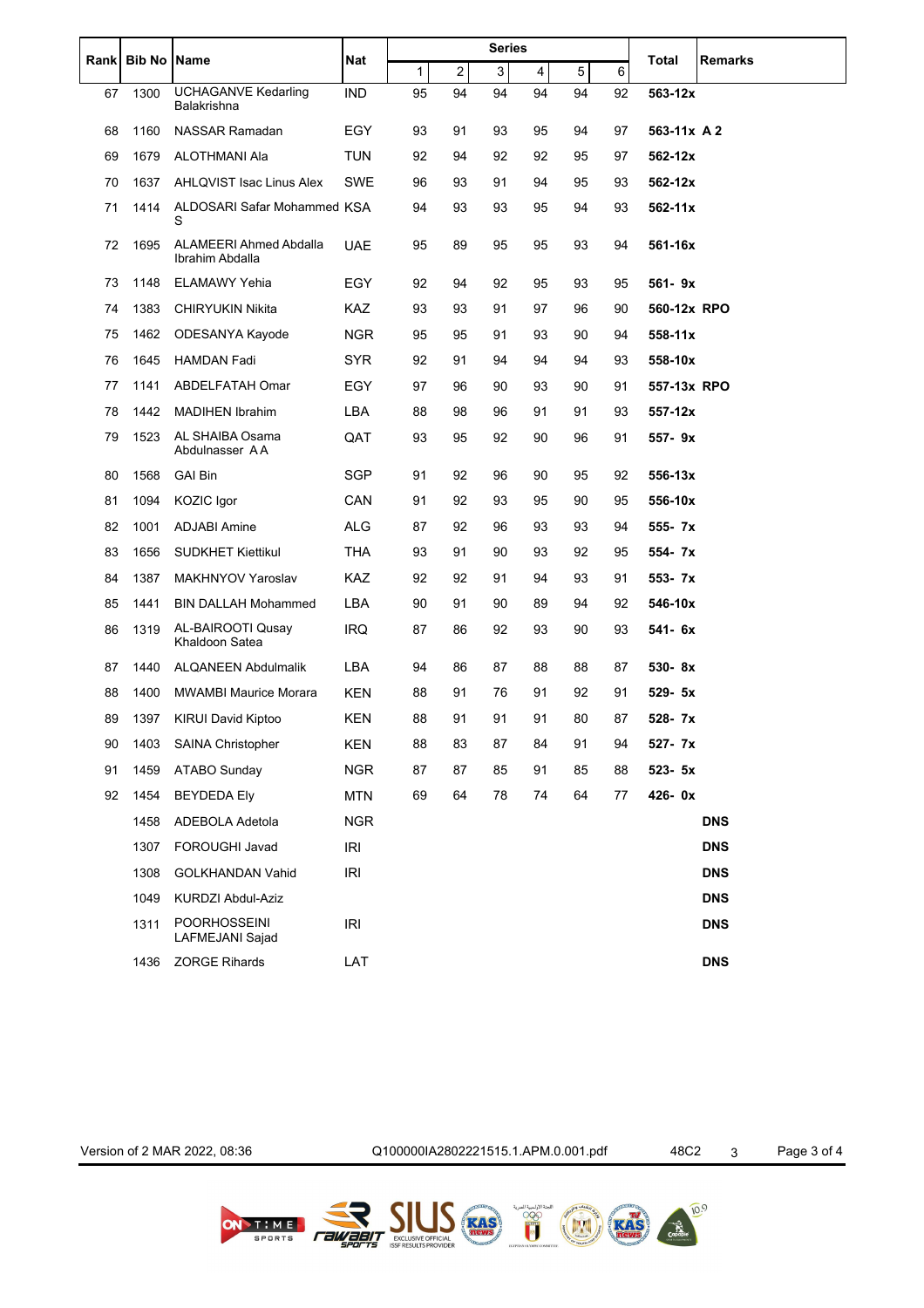| Rank | Bib No | Name | Nat | Series | | | | | | Total | Remarks |
|---|---|---|---|---|---|---|---|---|---|---|---|
| | | | | 1 | 2 | 3 | 4 | 5 | 6 | | |
| 67 | 1300 | UCHAGANVE Kedarling Balakrishna | IND | 95 | 94 | 94 | 94 | 94 | 92 | **563-12x** | |
| 68 | 1160 | NASSAR Ramadan | EGY | 93 | 91 | 93 | 95 | 94 | 97 | **563-11x** | **A 2** |
| 69 | 1679 | ALOTHMANI Ala | TUN | 92 | 94 | 92 | 92 | 95 | 97 | **562-12x** | |
| 70 | 1637 | AHLQVIST Isac Linus Alex | SWE | 96 | 93 | 91 | 94 | 95 | 93 | **562-12x** | |
| 71 | 1414 | ALDOSARI Safar Mohammed S | KSA | 94 | 93 | 93 | 95 | 94 | 93 | **562-11x** | |
| 72 | 1695 | ALAMEERI Ahmed Abdalla Ibrahim Abdalla | UAE | 95 | 89 | 95 | 95 | 93 | 94 | **561-16x** | |
| 73 | 1148 | ELAMAWY Yehia | EGY | 92 | 94 | 92 | 95 | 93 | 95 | **561- 9x** | |
| 74 | 1383 | CHIRYUKIN Nikita | KAZ | 93 | 93 | 91 | 97 | 96 | 90 | **560-12x** | **RPO** |
| 75 | 1462 | ODESANYA Kayode | NGR | 95 | 95 | 91 | 93 | 90 | 94 | **558-11x** | |
| 76 | 1645 | HAMDAN Fadi | SYR | 92 | 91 | 94 | 94 | 94 | 93 | **558-10x** | |
| 77 | 1141 | ABDELFATAH Omar | EGY | 97 | 96 | 90 | 93 | 90 | 91 | **557-13x** | **RPO** |
| 78 | 1442 | MADIHEN Ibrahim | LBA | 88 | 98 | 96 | 91 | 91 | 93 | **557-12x** | |
| 79 | 1523 | AL SHAIBA Osama Abdulnasser A A | QAT | 93 | 95 | 92 | 90 | 96 | 91 | **557- 9x** | |
| 80 | 1568 | GAI Bin | SGP | 91 | 92 | 96 | 90 | 95 | 92 | **556-13x** | |
| 81 | 1094 | KOZIC Igor | CAN | 91 | 92 | 93 | 95 | 90 | 95 | **556-10x** | |
| 82 | 1001 | ADJABI Amine | ALG | 87 | 92 | 96 | 93 | 93 | 94 | **555- 7x** | |
| 83 | 1656 | SUDKHET Kiettikul | THA | 93 | 91 | 90 | 93 | 92 | 95 | **554- 7x** | |
| 84 | 1387 | MAKHNYOV Yaroslav | KAZ | 92 | 92 | 91 | 94 | 93 | 91 | **553- 7x** | |
| 85 | 1441 | BIN DALLAH Mohammed | LBA | 90 | 91 | 90 | 89 | 94 | 92 | **546-10x** | |
| 86 | 1319 | AL-BAIROOTI Qusay Khaldoon Satea | IRQ | 87 | 86 | 92 | 93 | 90 | 93 | **541- 6x** | |
| 87 | 1440 | ALQANEEN Abdulmalik | LBA | 94 | 86 | 87 | 88 | 88 | 87 | **530- 8x** | |
| 88 | 1400 | MWAMBI Maurice Morara | KEN | 88 | 91 | 76 | 91 | 92 | 91 | **529- 5x** | |
| 89 | 1397 | KIRUI David Kiptoo | KEN | 88 | 91 | 91 | 91 | 80 | 87 | **528- 7x** | |
| 90 | 1403 | SAINA Christopher | KEN | 88 | 83 | 87 | 84 | 91 | 94 | **527- 7x** | |
| 91 | 1459 | ATABO Sunday | NGR | 87 | 87 | 85 | 91 | 85 | 88 | **523- 5x** | |
| 92 | 1454 | BEYDEDA Ely | MTN | 69 | 64 | 78 | 74 | 64 | 77 | **426- 0x** | |
| | 1458 | ADEBOLA Adetola | NGR | | | | | | | | **DNS** |
| | 1307 | FOROUGHI Javad | IRI | | | | | | | | **DNS** |
| | 1308 | GOLKHANDAN Vahid | IRI | | | | | | | | **DNS** |
| | 1049 | KURDZI Abdul-Aziz | | | | | | | | | **DNS** |
| | 1311 | POORHOSSEINI LAFMEJANI Sajad | IRI | | | | | | | | **DNS** |
| | 1436 | ZORGE Rihards | LAT | | | | | | | | **DNS** |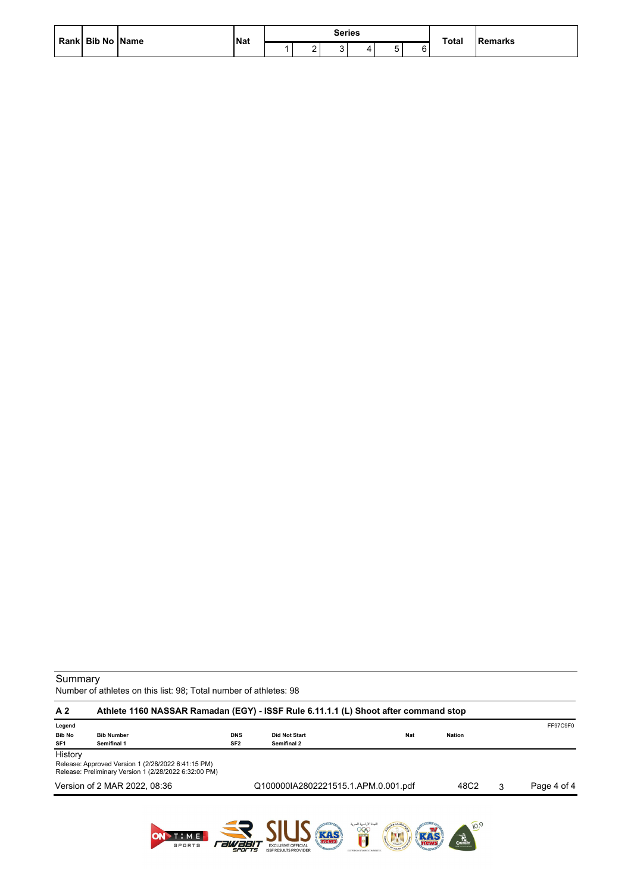| Rank | Bib No | Name | Nat | Series | | | | | | Total | Remarks |
|---|---|---|---|---|---|---|---|---|---|---|---|
| | | | | 1 | 2 | 3 | 4 | 5 | 6 | | |

## Summary

Number of athletes on this list: 98; Total number of athletes: 98

| | |
|---|---|
| **A 2** | **Athlete 1160 NASSAR Ramadan (EGY) - ISSF Rule 6.11.1.1 (L) Shoot after command stop** |

**Legend** FF97C9F0

| | | | | | |
|---|---|---|---|---|---|
| **Bib No** | **Bib Number** | **DNS** | **Did Not Start** | **Nat** | **Nation** |
| **SF1** | **Semifinal 1** | **SF2** | **Semifinal 2** | | |

History

Release: Approved Version 1 (2/28/2022 6:41:15 PM)
Release: Preliminary Version 1 (2/28/2022 6:32:00 PM)

Version of 2 MAR 2022, 08:36 Q100000IA2802221515.1.APM.0.001.pdf 48C2 3